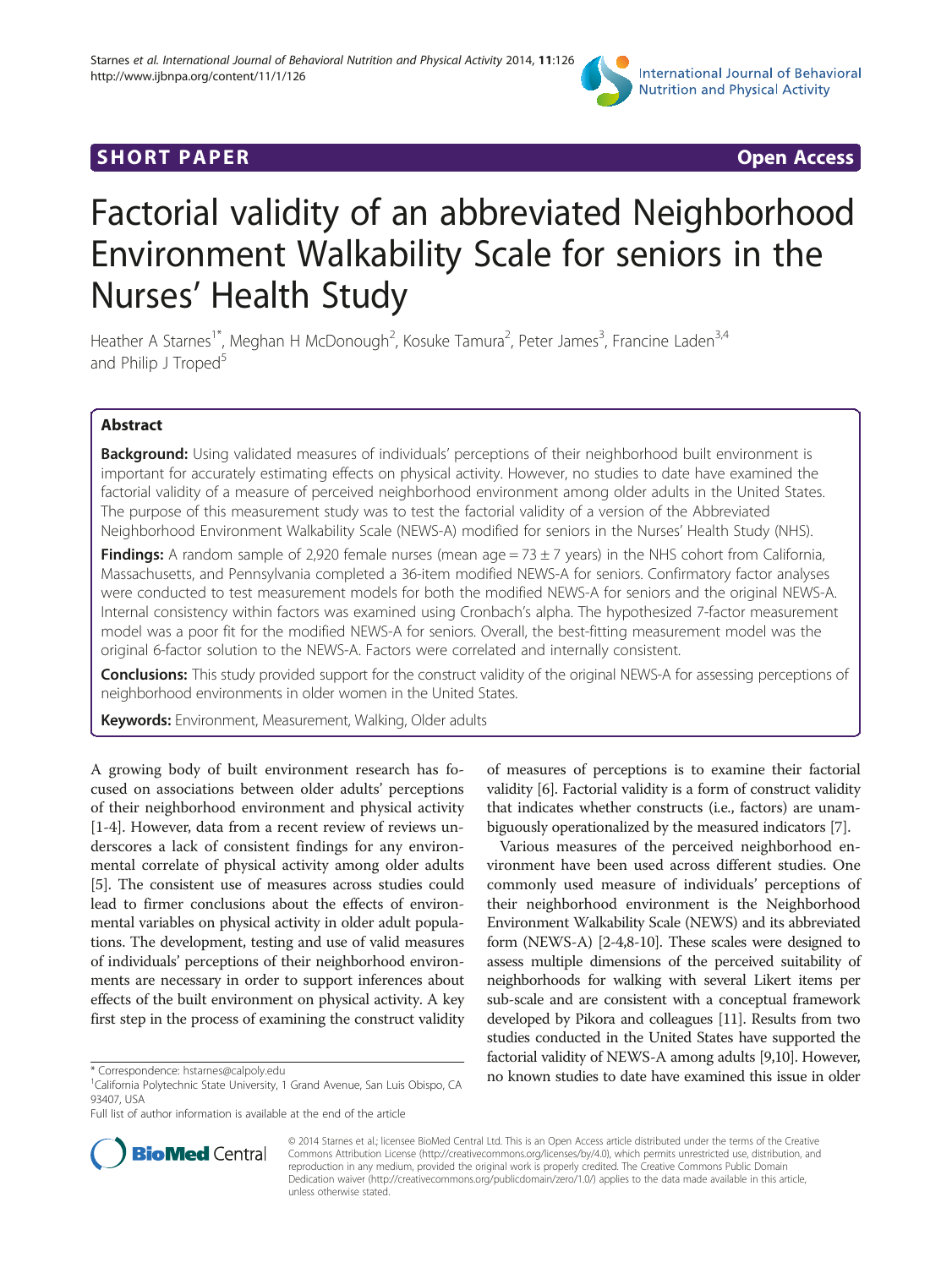**SHORT PAPER** **Open Access**

# Factorial validity of an abbreviated Neighborhood Environment Walkability Scale for seniors in the Nurses' Health Study

Heather A Starnes[1*], Meghan H McDonough[2], Kosuke Tamura[2], Peter James[3], Francine Laden[3,4] and Philip J Troped[5]

## Abstract

**Background:** Using validated measures of individuals' perceptions of their neighborhood built environment is important for accurately estimating effects on physical activity. However, no studies to date have examined the factorial validity of a measure of perceived neighborhood environment among older adults in the United States. The purpose of this measurement study was to test the factorial validity of a version of the Abbreviated Neighborhood Environment Walkability Scale (NEWS-A) modified for seniors in the Nurses' Health Study (NHS).

**Findings:** A random sample of 2,920 female nurses (mean age = 73 ± 7 years) in the NHS cohort from California, Massachusetts, and Pennsylvania completed a 36-item modified NEWS-A for seniors. Confirmatory factor analyses were conducted to test measurement models for both the modified NEWS-A for seniors and the original NEWS-A. Internal consistency within factors was examined using Cronbach's alpha. The hypothesized 7-factor measurement model was a poor fit for the modified NEWS-A for seniors. Overall, the best-fitting measurement model was the original 6-factor solution to the NEWS-A. Factors were correlated and internally consistent.

**Conclusions:** This study provided support for the construct validity of the original NEWS-A for assessing perceptions of neighborhood environments in older women in the United States.

**Keywords:** Environment, Measurement, Walking, Older adults

A growing body of built environment research has focused on associations between older adults' perceptions of their neighborhood environment and physical activity [1-4]. However, data from a recent review of reviews underscores a lack of consistent findings for any environmental correlate of physical activity among older adults [5]. The consistent use of measures across studies could lead to firmer conclusions about the effects of environmental variables on physical activity in older adult populations. The development, testing and use of valid measures of individuals' perceptions of their neighborhood environments are necessary in order to support inferences about effects of the built environment on physical activity. A key first step in the process of examining the construct validity of measures of perceptions is to examine their factorial validity [6]. Factorial validity is a form of construct validity that indicates whether constructs (i.e., factors) are unambiguously operationalized by the measured indicators [7].

Various measures of the perceived neighborhood environment have been used across different studies. One commonly used measure of individuals' perceptions of their neighborhood environment is the Neighborhood Environment Walkability Scale (NEWS) and its abbreviated form (NEWS-A) [2-4,8-10]. These scales were designed to assess multiple dimensions of the perceived suitability of neighborhoods for walking with several Likert items per sub-scale and are consistent with a conceptual framework developed by Pikora and colleagues [11]. Results from two studies conducted in the United States have supported the factorial validity of NEWS-A among adults [9,10]. However, no known studies to date have examined this issue in older

\* Correspondence: hstarnes@calpoly.edu
[1]California Polytechnic State University, 1 Grand Avenue, San Luis Obispo, CA 93407, USA
Full list of author information is available at the end of the article

© 2014 Starnes et al.; licensee BioMed Central Ltd. This is an Open Access article distributed under the terms of the Creative Commons Attribution License (http://creativecommons.org/licenses/by/4.0), which permits unrestricted use, distribution, and reproduction in any medium, provided the original work is properly credited. The Creative Commons Public Domain Dedication waiver (http://creativecommons.org/publicdomain/zero/1.0/) applies to the data made available in this article, unless otherwise stated.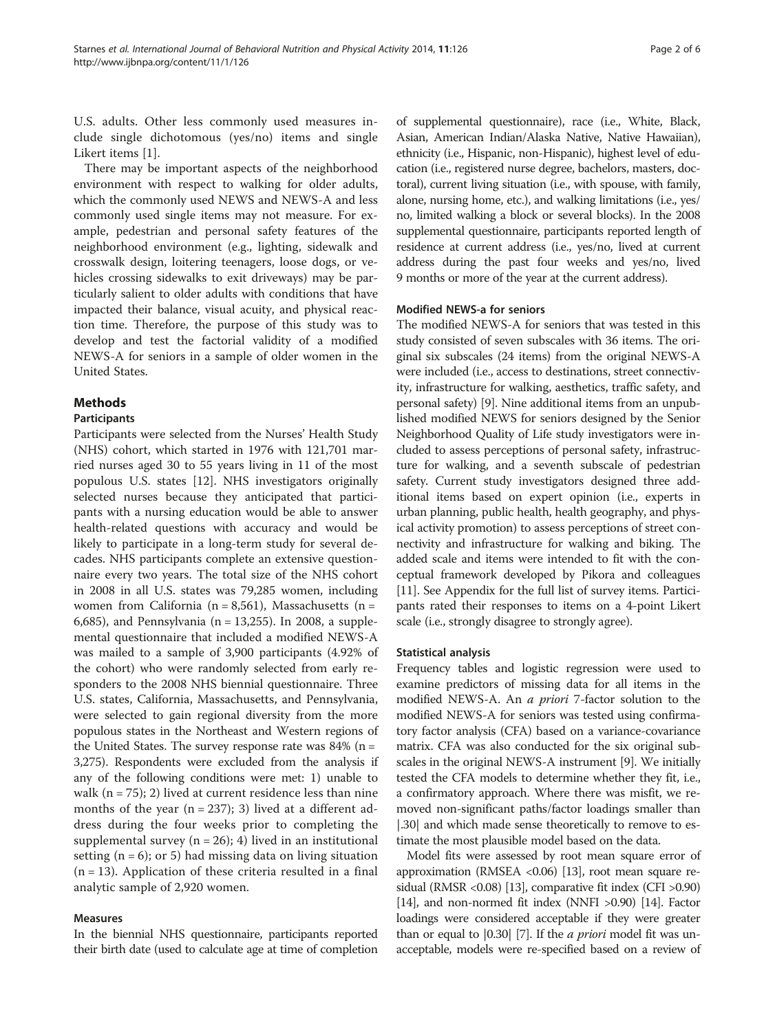U.S. adults. Other less commonly used measures include single dichotomous (yes/no) items and single Likert items [1].

There may be important aspects of the neighborhood environment with respect to walking for older adults, which the commonly used NEWS and NEWS-A and less commonly used single items may not measure. For example, pedestrian and personal safety features of the neighborhood environment (e.g., lighting, sidewalk and crosswalk design, loitering teenagers, loose dogs, or vehicles crossing sidewalks to exit driveways) may be particularly salient to older adults with conditions that have impacted their balance, visual acuity, and physical reaction time. Therefore, the purpose of this study was to develop and test the factorial validity of a modified NEWS-A for seniors in a sample of older women in the United States.

## Methods

### Participants

Participants were selected from the Nurses' Health Study (NHS) cohort, which started in 1976 with 121,701 married nurses aged 30 to 55 years living in 11 of the most populous U.S. states [12]. NHS investigators originally selected nurses because they anticipated that participants with a nursing education would be able to answer health-related questions with accuracy and would be likely to participate in a long-term study for several decades. NHS participants complete an extensive questionnaire every two years. The total size of the NHS cohort in 2008 in all U.S. states was 79,285 women, including women from California (n = 8,561), Massachusetts (n = 6,685), and Pennsylvania (n = 13,255). In 2008, a supplemental questionnaire that included a modified NEWS-A was mailed to a sample of 3,900 participants (4.92% of the cohort) who were randomly selected from early responders to the 2008 NHS biennial questionnaire. Three U.S. states, California, Massachusetts, and Pennsylvania, were selected to gain regional diversity from the more populous states in the Northeast and Western regions of the United States. The survey response rate was 84% (n = 3,275). Respondents were excluded from the analysis if any of the following conditions were met: 1) unable to walk (n = 75); 2) lived at current residence less than nine months of the year (n = 237); 3) lived at a different address during the four weeks prior to completing the supplemental survey (n = 26); 4) lived in an institutional setting (n = 6); or 5) had missing data on living situation (n = 13). Application of these criteria resulted in a final analytic sample of 2,920 women.

### Measures

In the biennial NHS questionnaire, participants reported their birth date (used to calculate age at time of completion of supplemental questionnaire), race (i.e., White, Black, Asian, American Indian/Alaska Native, Native Hawaiian), ethnicity (i.e., Hispanic, non-Hispanic), highest level of education (i.e., registered nurse degree, bachelors, masters, doctoral), current living situation (i.e., with spouse, with family, alone, nursing home, etc.), and walking limitations (i.e., yes/no, limited walking a block or several blocks). In the 2008 supplemental questionnaire, participants reported length of residence at current address (i.e., yes/no, lived at current address during the past four weeks and yes/no, lived 9 months or more of the year at the current address).

### Modified NEWS-a for seniors

The modified NEWS-A for seniors that was tested in this study consisted of seven subscales with 36 items. The original six subscales (24 items) from the original NEWS-A were included (i.e., access to destinations, street connectivity, infrastructure for walking, aesthetics, traffic safety, and personal safety) [9]. Nine additional items from an unpublished modified NEWS for seniors designed by the Senior Neighborhood Quality of Life study investigators were included to assess perceptions of personal safety, infrastructure for walking, and a seventh subscale of pedestrian safety. Current study investigators designed three additional items based on expert opinion (i.e., experts in urban planning, public health, health geography, and physical activity promotion) to assess perceptions of street connectivity and infrastructure for walking and biking. The added scale and items were intended to fit with the conceptual framework developed by Pikora and colleagues [11]. See Appendix for the full list of survey items. Participants rated their responses to items on a 4-point Likert scale (i.e., strongly disagree to strongly agree).

### Statistical analysis

Frequency tables and logistic regression were used to examine predictors of missing data for all items in the modified NEWS-A. An *a priori* 7-factor solution to the modified NEWS-A for seniors was tested using confirmatory factor analysis (CFA) based on a variance-covariance matrix. CFA was also conducted for the six original subscales in the original NEWS-A instrument [9]. We initially tested the CFA models to determine whether they fit, i.e., a confirmatory approach. Where there was misfit, we removed non-significant paths/factor loadings smaller than |.30| and which made sense theoretically to remove to estimate the most plausible model based on the data.

Model fits were assessed by root mean square error of approximation (RMSEA <0.06) [13], root mean square residual (RMSR <0.08) [13], comparative fit index (CFI >0.90) [14], and non-normed fit index (NNFI >0.90) [14]. Factor loadings were considered acceptable if they were greater than or equal to |0.30| [7]. If the *a priori* model fit was unacceptable, models were re-specified based on a review of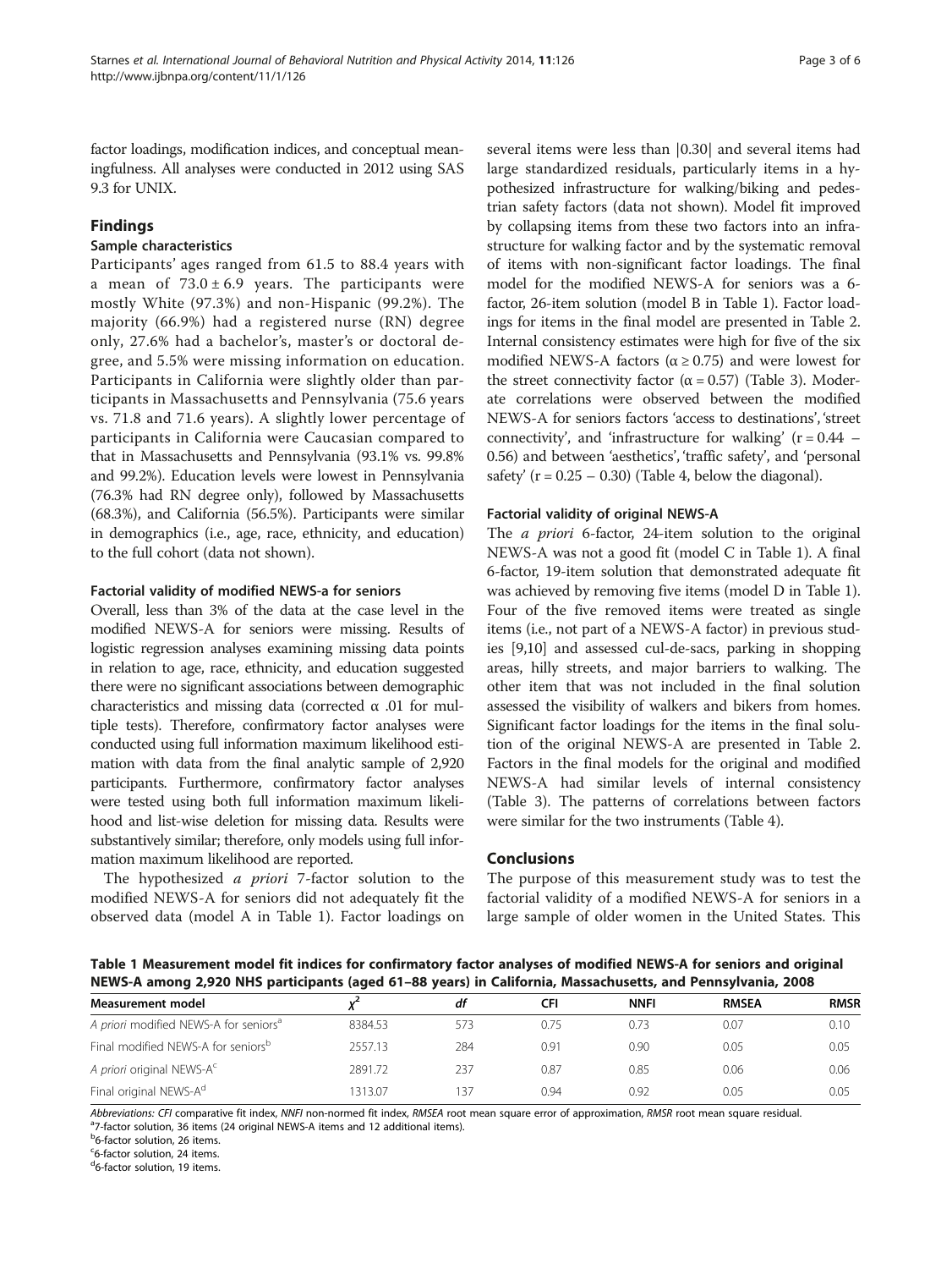factor loadings, modification indices, and conceptual meaningfulness. All analyses were conducted in 2012 using SAS 9.3 for UNIX.

## Findings

### Sample characteristics

Participants' ages ranged from 61.5 to 88.4 years with a mean of $73.0 \pm 6.9$ years. The participants were mostly White (97.3%) and non-Hispanic (99.2%). The majority (66.9%) had a registered nurse (RN) degree only, 27.6% had a bachelor's, master's or doctoral degree, and 5.5% were missing information on education. Participants in California were slightly older than participants in Massachusetts and Pennsylvania (75.6 years vs. 71.8 and 71.6 years). A slightly lower percentage of participants in California were Caucasian compared to that in Massachusetts and Pennsylvania (93.1% vs. 99.8% and 99.2%). Education levels were lowest in Pennsylvania (76.3% had RN degree only), followed by Massachusetts (68.3%), and California (56.5%). Participants were similar in demographics (i.e., age, race, ethnicity, and education) to the full cohort (data not shown).

### Factorial validity of modified NEWS-a for seniors

Overall, less than 3% of the data at the case level in the modified NEWS-A for seniors were missing. Results of logistic regression analyses examining missing data points in relation to age, race, ethnicity, and education suggested there were no significant associations between demographic characteristics and missing data (corrected α .01 for multiple tests). Therefore, confirmatory factor analyses were conducted using full information maximum likelihood estimation with data from the final analytic sample of 2,920 participants. Furthermore, confirmatory factor analyses were tested using both full information maximum likelihood and list-wise deletion for missing data. Results were substantively similar; therefore, only models using full information maximum likelihood are reported.

The hypothesized *a priori* 7-factor solution to the modified NEWS-A for seniors did not adequately fit the observed data (model A in Table 1). Factor loadings on several items were less than |0.30| and several items had large standardized residuals, particularly items in a hypothesized infrastructure for walking/biking and pedestrian safety factors (data not shown). Model fit improved by collapsing items from these two factors into an infrastructure for walking factor and by the systematic removal of items with non-significant factor loadings. The final model for the modified NEWS-A for seniors was a 6-factor, 26-item solution (model B in Table 1). Factor loadings for items in the final model are presented in Table 2. Internal consistency estimates were high for five of the six modified NEWS-A factors ($\alpha \geq 0.75$) and were lowest for the street connectivity factor ($\alpha = 0.57$) (Table 3). Moderate correlations were observed between the modified NEWS-A for seniors factors 'access to destinations', 'street connectivity', and 'infrastructure for walking' ($r = 0.44 - 0.56$) and between 'aesthetics', 'traffic safety', and 'personal safety' ($r = 0.25 - 0.30$) (Table 4, below the diagonal).

### Factorial validity of original NEWS-A

The *a priori* 6-factor, 24-item solution to the original NEWS-A was not a good fit (model C in Table 1). A final 6-factor, 19-item solution that demonstrated adequate fit was achieved by removing five items (model D in Table 1). Four of the five removed items were treated as single items (i.e., not part of a NEWS-A factor) in previous studies [9,10] and assessed cul-de-sacs, parking in shopping areas, hilly streets, and major barriers to walking. The other item that was not included in the final solution assessed the visibility of walkers and bikers from homes. Significant factor loadings for the items in the final solution of the original NEWS-A are presented in Table 2. Factors in the final models for the original and modified NEWS-A had similar levels of internal consistency (Table 3). The patterns of correlations between factors were similar for the two instruments (Table 4).

## Conclusions

The purpose of this measurement study was to test the factorial validity of a modified NEWS-A for seniors in a large sample of older women in the United States. This

**Table 1 Measurement model fit indices for confirmatory factor analyses of modified NEWS-A for seniors and original NEWS-A among 2,920 NHS participants (aged 61–88 years) in California, Massachusetts, and Pennsylvania, 2008**

| Measurement model | $\chi^2$ | df | CFI | NNFI | RMSEA | RMSR |
|---|---|---|---|---|---|---|
| *A priori* modified NEWS-A for seniors[a] | 8384.53 | 573 | 0.75 | 0.73 | 0.07 | 0.10 |
| Final modified NEWS-A for seniors[b] | 2557.13 | 284 | 0.91 | 0.90 | 0.05 | 0.05 |
| *A priori* original NEWS-A[c] | 2891.72 | 237 | 0.87 | 0.85 | 0.06 | 0.06 |
| Final original NEWS-A[d] | 1313.07 | 137 | 0.94 | 0.92 | 0.05 | 0.05 |

*Abbreviations: CFI* comparative fit index, *NNFI* non-normed fit index, *RMSEA* root mean square error of approximation, *RMSR* root mean square residual.
[a]7-factor solution, 36 items (24 original NEWS-A items and 12 additional items).
[b]6-factor solution, 26 items.
[c]6-factor solution, 24 items.
[d]6-factor solution, 19 items.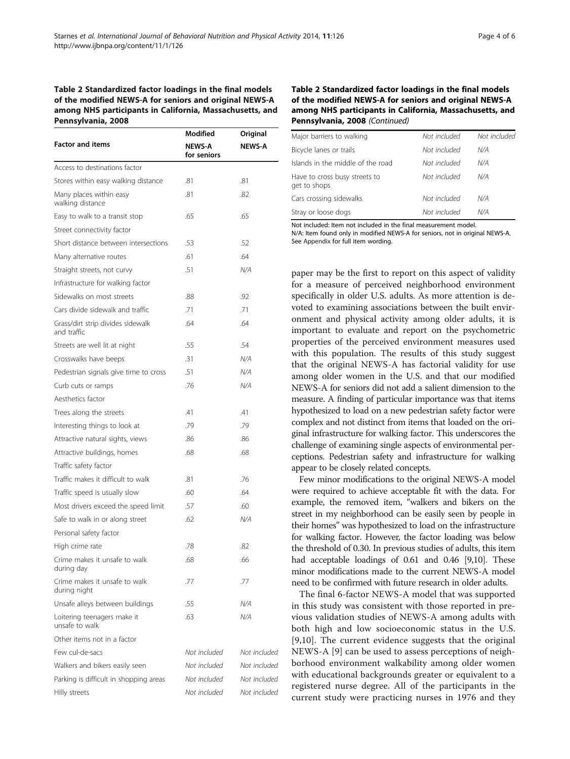**Table 2 Standardized factor loadings in the final models of the modified NEWS-A for seniors and original NEWS-A among NHS participants in California, Massachusetts, and Pennsylvania, 2008**

| Factor and items | Modified NEWS-A for seniors | Original NEWS-A |
|---|---|---|
| Access to destinations factor | | |
| Stores within easy walking distance | .81 | .81 |
| Many places within easy walking distance | .81 | .82 |
| Easy to walk to a transit stop | .65 | .65 |
| Street connectivity factor | | |
| Short distance between intersections | .53 | .52 |
| Many alternative routes | .61 | .64 |
| Straight streets, not curvy | .51 | N/A |
| Infrastructure for walking factor | | |
| Sidewalks on most streets | .88 | .92 |
| Cars divide sidewalk and traffic | .71 | .71 |
| Grass/dirt strip divides sidewalk and traffic | .64 | .64 |
| Streets are well lit at night | .55 | .54 |
| Crosswalks have beeps | .31 | N/A |
| Pedestrian signals give time to cross | .51 | N/A |
| Curb cuts or ramps | .76 | N/A |
| Aesthetics factor | | |
| Trees along the streets | .41 | .41 |
| Interesting things to look at | .79 | .79 |
| Attractive natural sights, views | .86 | .86 |
| Attractive buildings, homes | .68 | .68 |
| Traffic safety factor | | |
| Traffic makes it difficult to walk | .81 | .76 |
| Traffic speed is usually slow | .60 | .64 |
| Most drivers exceed the speed limit | .57 | .60 |
| Safe to walk in or along street | .62 | N/A |
| Personal safety factor | | |
| High crime rate | .78 | .82 |
| Crime makes it unsafe to walk during day | .68 | .66 |
| Crime makes it unsafe to walk during night | .77 | .77 |
| Unsafe alleys between buildings | .55 | N/A |
| Loitering teenagers make it unsafe to walk | .63 | N/A |
| Other items not in a factor | | |
| Few cul-de-sacs | *Not included* | *Not included* |
| Walkers and bikers easily seen | *Not included* | *Not included* |
| Parking is difficult in shopping areas | *Not included* | *Not included* |
| Hilly streets | *Not included* | *Not included* |
| Major barriers to walking | *Not included* | *Not included* |
| Bicycle lanes or trails | *Not included* | *N/A* |
| Islands in the middle of the road | *Not included* | *N/A* |
| Have to cross busy streets to get to shops | *Not included* | *N/A* |
| Cars crossing sidewalks | *Not included* | *N/A* |
| Stray or loose dogs | *Not included* | *N/A* |

Not included: Item not included in the final measurement model.
N/A: Item found only in modified NEWS-A for seniors, not in original NEWS-A.
See Appendix for full item wording.

paper may be the first to report on this aspect of validity for a measure of perceived neighborhood environment specifically in older U.S. adults. As more attention is devoted to examining associations between the built environment and physical activity among older adults, it is important to evaluate and report on the psychometric properties of the perceived environment measures used with this population. The results of this study suggest that the original NEWS-A has factorial validity for use among older women in the U.S. and that our modified NEWS-A for seniors did not add a salient dimension to the measure. A finding of particular importance was that items hypothesized to load on a new pedestrian safety factor were complex and not distinct from items that loaded on the original infrastructure for walking factor. This underscores the challenge of examining single aspects of environmental perceptions. Pedestrian safety and infrastructure for walking appear to be closely related concepts.

Few minor modifications to the original NEWS-A model were required to achieve acceptable fit with the data. For example, the removed item, "walkers and bikers on the street in my neighborhood can be easily seen by people in their homes" was hypothesized to load on the infrastructure for walking factor. However, the factor loading was below the threshold of 0.30. In previous studies of adults, this item had acceptable loadings of 0.61 and 0.46 [9,10]. These minor modifications made to the current NEWS-A model need to be confirmed with future research in older adults.

The final 6-factor NEWS-A model that was supported in this study was consistent with those reported in previous validation studies of NEWS-A among adults with both high and low socioeconomic status in the U.S. [9,10]. The current evidence suggests that the original NEWS-A [9] can be used to assess perceptions of neighborhood environment walkability among older women with educational backgrounds greater or equivalent to a registered nurse degree. All of the participants in the current study were practicing nurses in 1976 and they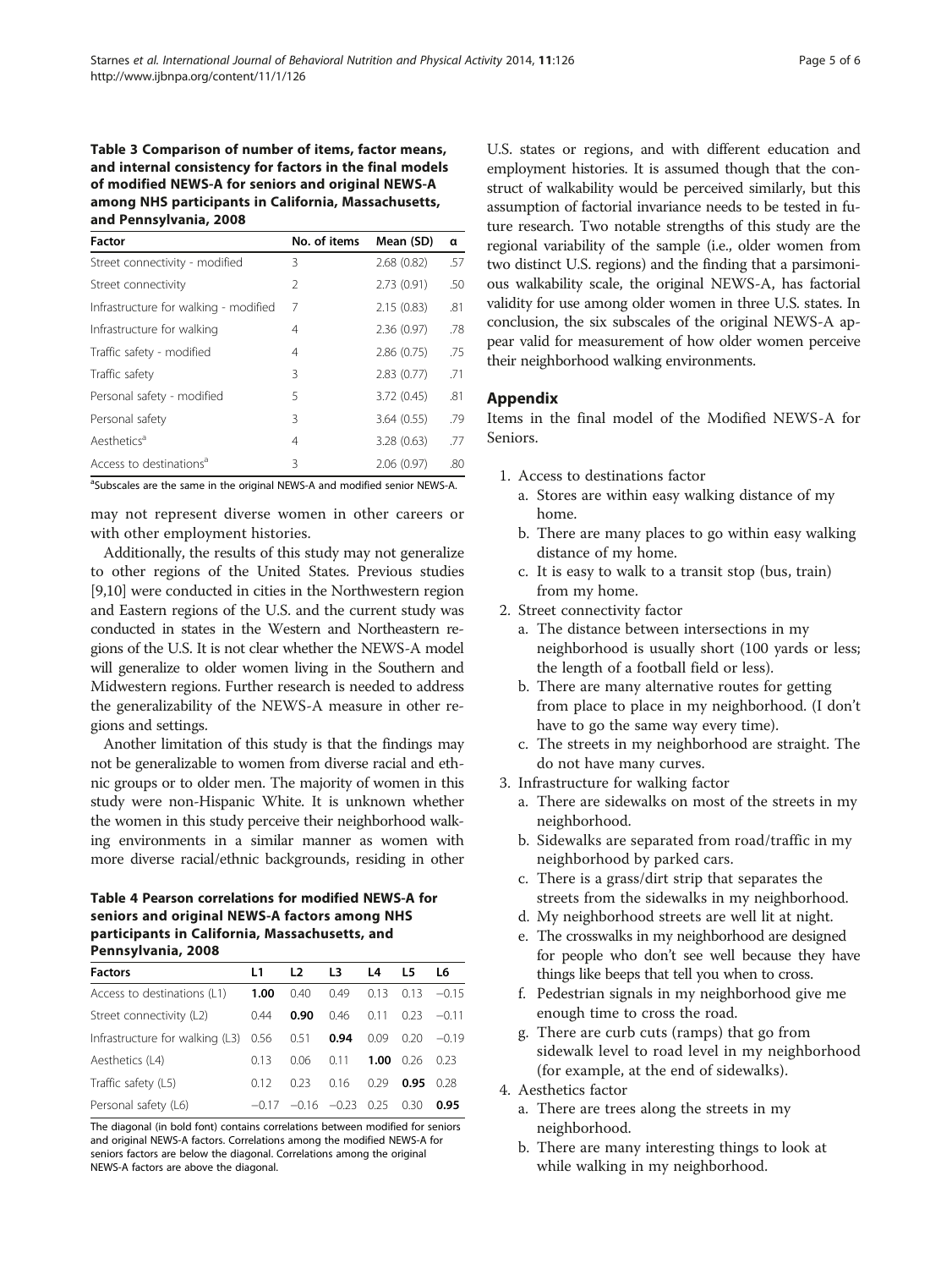**Table 3 Comparison of number of items, factor means, and internal consistency for factors in the final models of modified NEWS-A for seniors and original NEWS-A among NHS participants in California, Massachusetts, and Pennsylvania, 2008**

| Factor | No. of items | Mean (SD) | α |
|---|---|---|---|
| Street connectivity - modified | 3 | 2.68 (0.82) | .57 |
| Street connectivity | 2 | 2.73 (0.91) | .50 |
| Infrastructure for walking - modified | 7 | 2.15 (0.83) | .81 |
| Infrastructure for walking | 4 | 2.36 (0.97) | .78 |
| Traffic safety - modified | 4 | 2.86 (0.75) | .75 |
| Traffic safety | 3 | 2.83 (0.77) | .71 |
| Personal safety - modified | 5 | 3.72 (0.45) | .81 |
| Personal safety | 3 | 3.64 (0.55) | .79 |
| Aesthetics[a] | 4 | 3.28 (0.63) | .77 |
| Access to destinations[a] | 3 | 2.06 (0.97) | .80 |

[a]Subscales are the same in the original NEWS-A and modified senior NEWS-A.

may not represent diverse women in other careers or with other employment histories.

Additionally, the results of this study may not generalize to other regions of the United States. Previous studies [9,10] were conducted in cities in the Northwestern region and Eastern regions of the U.S. and the current study was conducted in states in the Western and Northeastern regions of the U.S. It is not clear whether the NEWS-A model will generalize to older women living in the Southern and Midwestern regions. Further research is needed to address the generalizability of the NEWS-A measure in other regions and settings.

Another limitation of this study is that the findings may not be generalizable to women from diverse racial and ethnic groups or to older men. The majority of women in this study were non-Hispanic White. It is unknown whether the women in this study perceive their neighborhood walking environments in a similar manner as women with more diverse racial/ethnic backgrounds, residing in other U.S. states or regions, and with different education and employment histories. It is assumed though that the construct of walkability would be perceived similarly, but this assumption of factorial invariance needs to be tested in future research. Two notable strengths of this study are the regional variability of the sample (i.e., older women from two distinct U.S. regions) and the finding that a parsimonious walkability scale, the original NEWS-A, has factorial validity for use among older women in three U.S. states. In conclusion, the six subscales of the original NEWS-A appear valid for measurement of how older women perceive their neighborhood walking environments.

**Table 4 Pearson correlations for modified NEWS-A for seniors and original NEWS-A factors among NHS participants in California, Massachusetts, and Pennsylvania, 2008**

| Factors | L1 | L2 | L3 | L4 | L5 | L6 |
|---|---|---|---|---|---|---|
| Access to destinations (L1) | **1.00** | 0.40 | 0.49 | 0.13 | 0.13 | −0.15 |
| Street connectivity (L2) | 0.44 | **0.90** | 0.46 | 0.11 | 0.23 | −0.11 |
| Infrastructure for walking (L3) | 0.56 | 0.51 | **0.94** | 0.09 | 0.20 | −0.19 |
| Aesthetics (L4) | 0.13 | 0.06 | 0.11 | **1.00** | 0.26 | 0.23 |
| Traffic safety (L5) | 0.12 | 0.23 | 0.16 | 0.29 | **0.95** | 0.28 |
| Personal safety (L6) | −0.17 | −0.16 | −0.23 | 0.25 | 0.30 | **0.95** |

The diagonal (in bold font) contains correlations between modified for seniors and original NEWS-A factors. Correlations among the modified NEWS-A for seniors factors are below the diagonal. Correlations among the original NEWS-A factors are above the diagonal.

## Appendix

Items in the final model of the Modified NEWS-A for Seniors.

1. Access to destinations factor
   a. Stores are within easy walking distance of my home.
   b. There are many places to go within easy walking distance of my home.
   c. It is easy to walk to a transit stop (bus, train) from my home.
2. Street connectivity factor
   a. The distance between intersections in my neighborhood is usually short (100 yards or less; the length of a football field or less).
   b. There are many alternative routes for getting from place to place in my neighborhood. (I don't have to go the same way every time).
   c. The streets in my neighborhood are straight. The do not have many curves.
3. Infrastructure for walking factor
   a. There are sidewalks on most of the streets in my neighborhood.
   b. Sidewalks are separated from road/traffic in my neighborhood by parked cars.
   c. There is a grass/dirt strip that separates the streets from the sidewalks in my neighborhood.
   d. My neighborhood streets are well lit at night.
   e. The crosswalks in my neighborhood are designed for people who don't see well because they have things like beeps that tell you when to cross.
   f. Pedestrian signals in my neighborhood give me enough time to cross the road.
   g. There are curb cuts (ramps) that go from sidewalk level to road level in my neighborhood (for example, at the end of sidewalks).
4. Aesthetics factor
   a. There are trees along the streets in my neighborhood.
   b. There are many interesting things to look at while walking in my neighborhood.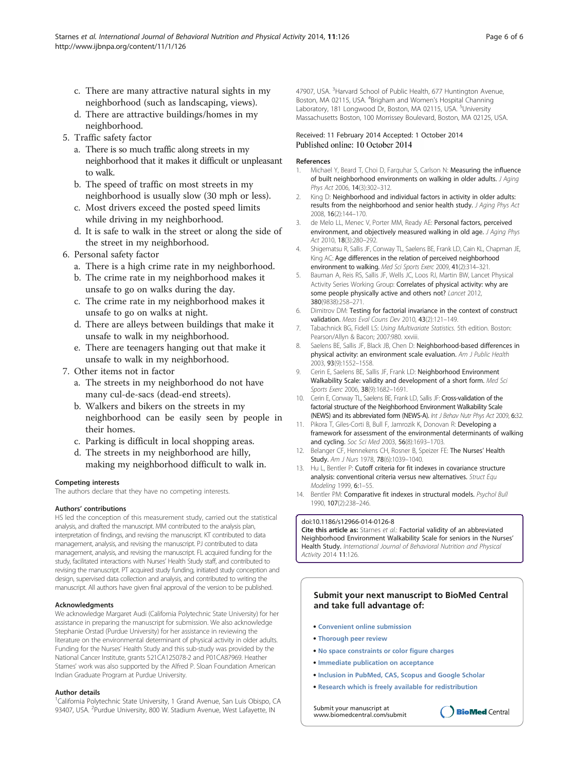c. There are many attractive natural sights in my neighborhood (such as landscaping, views).
   d. There are attractive buildings/homes in my neighborhood.

5. Traffic safety factor
   a. There is so much traffic along streets in my neighborhood that it makes it difficult or unpleasant to walk.
   b. The speed of traffic on most streets in my neighborhood is usually slow (30 mph or less).
   c. Most drivers exceed the posted speed limits while driving in my neighborhood.
   d. It is safe to walk in the street or along the side of the street in my neighborhood.
6. Personal safety factor
   a. There is a high crime rate in my neighborhood.
   b. The crime rate in my neighborhood makes it unsafe to go on walks during the day.
   c. The crime rate in my neighborhood makes it unsafe to go on walks at night.
   d. There are alleys between buildings that make it unsafe to walk in my neighborhood.
   e. There are teenagers hanging out that make it unsafe to walk in my neighborhood.
7. Other items not in factor
   a. The streets in my neighborhood do not have many cul-de-sacs (dead-end streets).
   b. Walkers and bikers on the streets in my neighborhood can be easily seen by people in their homes.
   c. Parking is difficult in local shopping areas.
   d. The streets in my neighborhood are hilly, making my neighborhood difficult to walk in.

#### Competing interests
The authors declare that they have no competing interests.

#### Authors' contributions
HS led the conception of this measurement study, carried out the statistical analysis, and drafted the manuscript. MM contributed to the analysis plan, interpretation of findings, and revising the manuscript. KT contributed to data management, analysis, and revising the manuscript. PJ contributed to data management, analysis, and revising the manuscript. FL acquired funding for the study, facilitated interactions with Nurses' Health Study staff, and contributed to revising the manuscript. PT acquired study funding, initiated study conception and design, supervised data collection and analysis, and contributed to writing the manuscript. All authors have given final approval of the version to be published.

#### Acknowledgments
We acknowledge Margaret Audi (California Polytechnic State University) for her assistance in preparing the manuscript for submission. We also acknowledge Stephanie Orstad (Purdue University) for her assistance in reviewing the literature on the environmental determinant of physical activity in older adults. Funding for the Nurses' Health Study and this sub-study was provided by the National Cancer Institute, grants 521CA125078-2 and P01CA87969. Heather Starnes' work was also supported by the Alfred P. Sloan Foundation American Indian Graduate Program at Purdue University.

#### Author details
[1]California Polytechnic State University, 1 Grand Avenue, San Luis Obispo, CA 93407, USA. [2]Purdue University, 800 W. Stadium Avenue, West Lafayette, IN 47907, USA. [3]Harvard School of Public Health, 677 Huntington Avenue, Boston, MA 02115, USA. [4]Brigham and Women's Hospital Channing Laboratory, 181 Longwood Dr, Boston, MA 02115, USA. [5]University Massachusetts Boston, 100 Morrissey Boulevard, Boston, MA 02125, USA.

Received: 11 February 2014 Accepted: 1 October 2014
Published online: 10 October 2014

#### References
1. Michael Y, Beard T, Choi D, Farquhar S, Carlson N: **Measuring the influence of built neighborhood environments on walking in older adults.** *J Aging Phys Act* 2006, **14**(3):302–312.
2. King D: **Neighborhood and individual factors in activity in older adults: results from the neighborhood and senior health study.** *J Aging Phys Act* 2008, **16**(2):144–170.
3. de Melo LL, Menec V, Porter MM, Ready AE: **Personal factors, perceived environment, and objectively measured walking in old age.** *J Aging Phys Act* 2010, **18**(3):280–292.
4. Shigematsu R, Sallis JF, Conway TL, Saelens BE, Frank LD, Cain KL, Chapman JE, King AC: **Age differences in the relation of perceived neighborhood environment to walking.** *Med Sci Sports Exerc* 2009, **41**(2):314–321.
5. Bauman A, Reis RS, Sallis JF, Wells JC, Loos RJ, Martin BW, Lancet Physical Activity Series Working Group: **Correlates of physical activity: why are some people physically active and others not?** *Lancet* 2012, **380**(9838):258–271.
6. Dimitrov DM: **Testing for factorial invariance in the context of construct validation.** *Meas Eval Couns Dev* 2010, **43**(2):121–149.
7. Tabachnick BG, Fidell LS: *Using Multivariate Statistics.* 5th edition. Boston: Pearson/Allyn & Bacon; 2007:980. xxviii.
8. Saelens BE, Sallis JF, Black JB, Chen D: **Neighborhood-based differences in physical activity: an environment scale evaluation.** *Am J Public Health* 2003, **93**(9):1552–1558.
9. Cerin E, Saelens BE, Sallis JF, Frank LD: **Neighborhood Environment Walkability Scale: validity and development of a short form.** *Med Sci Sports Exerc* 2006, **38**(9):1682–1691.
10. Cerin E, Conway TL, Saelens BE, Frank LD, Sallis JF: **Cross-validation of the factorial structure of the Neighborhood Environment Walkability Scale (NEWS) and its abbreviated form (NEWS-A).** *Int J Behav Nutr Phys Act* 2009, **6**:32.
11. Pikora T, Giles-Corti B, Bull F, Jamrozik K, Donovan R: **Developing a framework for assessment of the environmental determinants of walking and cycling.** *Soc Sci Med* 2003, **56**(8):1693–1703.
12. Belanger CF, Hennekens CH, Rosner B, Speizer FE: **The Nurses' Health Study.** *Am J Nurs* 1978, **78**(6):1039–1040.
13. Hu L, Bentler P: **Cutoff criteria for fit indexes in covariance structure analysis: conventional criteria versus new alternatives.** *Struct Equ Modeling* 1999, **6**:1–55.
14. Bentler PM: **Comparative fit indexes in structural models.** *Psychol Bull* 1990, **107**(2):238–246.

doi:10.1186/s12966-014-0126-8
**Cite this article as:** Starnes *et al.*: Factorial validity of an abbreviated Neighborhood Environment Walkability Scale for seniors in the Nurses' Health Study. *International Journal of Behavioral Nutrition and Physical Activity* 2014 **11**:126.

**Submit your next manuscript to BioMed Central and take full advantage of:**

- Convenient online submission
- Thorough peer review
- No space constraints or color figure charges
- Immediate publication on acceptance
- Inclusion in PubMed, CAS, Scopus and Google Scholar
- Research which is freely available for redistribution

Submit your manuscript at www.biomedcentral.com/submit

BioMed Central